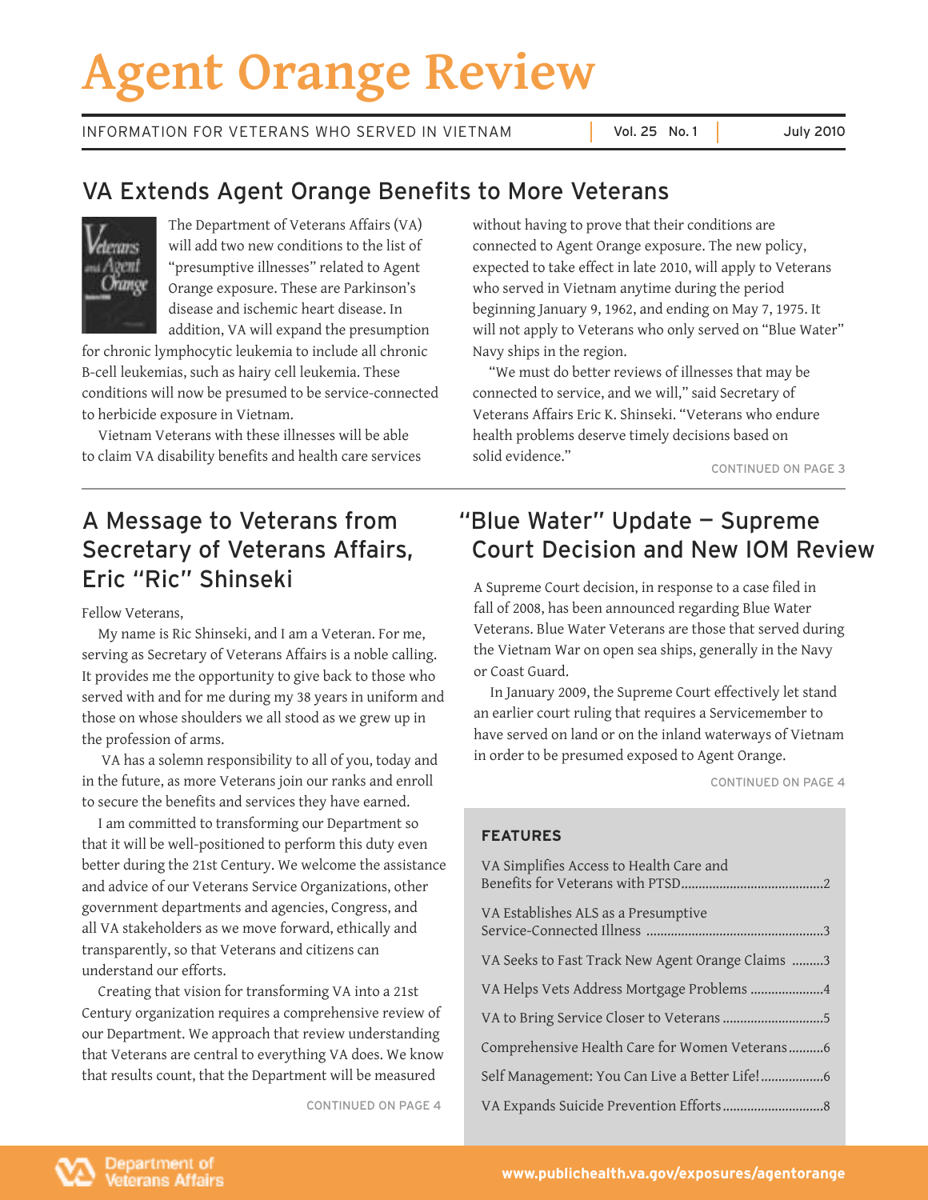# Agent Orange Review

INFORMATION FOR VETERANS WHO SERVED IN VIETNAM | Vol. 25 No. 1 | July 2010

## VA Extends Agent Orange Benefits to More Veterans

The Department of Veterans Affairs (VA) will add two new conditions to the list of "presumptive illnesses" related to Agent Orange exposure. These are Parkinson's disease and ischemic heart disease. In addition, VA will expand the presumption for chronic lymphocytic leukemia to include all chronic B-cell leukemias, such as hairy cell leukemia. These conditions will now be presumed to be service-connected to herbicide exposure in Vietnam.

Vietnam Veterans with these illnesses will be able to claim VA disability benefits and health care services without having to prove that their conditions are connected to Agent Orange exposure. The new policy, expected to take effect in late 2010, will apply to Veterans who served in Vietnam anytime during the period beginning January 9, 1962, and ending on May 7, 1975. It will not apply to Veterans who only served on "Blue Water" Navy ships in the region.

"We must do better reviews of illnesses that may be connected to service, and we will," said Secretary of Veterans Affairs Eric K. Shinseki. "Veterans who endure health problems deserve timely decisions based on solid evidence."

CONTINUED ON PAGE 3

## A Message to Veterans from Secretary of Veterans Affairs, Eric "Ric" Shinseki

Fellow Veterans,

My name is Ric Shinseki, and I am a Veteran. For me, serving as Secretary of Veterans Affairs is a noble calling. It provides me the opportunity to give back to those who served with and for me during my 38 years in uniform and those on whose shoulders we all stood as we grew up in the profession of arms.

VA has a solemn responsibility to all of you, today and in the future, as more Veterans join our ranks and enroll to secure the benefits and services they have earned.

I am committed to transforming our Department so that it will be well-positioned to perform this duty even better during the 21st Century. We welcome the assistance and advice of our Veterans Service Organizations, other government departments and agencies, Congress, and all VA stakeholders as we move forward, ethically and transparently, so that Veterans and citizens can understand our efforts.

Creating that vision for transforming VA into a 21st Century organization requires a comprehensive review of our Department. We approach that review understanding that Veterans are central to everything VA does. We know that results count, that the Department will be measured

CONTINUED ON PAGE 4

## "Blue Water" Update — Supreme Court Decision and New IOM Review

A Supreme Court decision, in response to a case filed in fall of 2008, has been announced regarding Blue Water Veterans. Blue Water Veterans are those that served during the Vietnam War on open sea ships, generally in the Navy or Coast Guard.

In January 2009, the Supreme Court effectively let stand an earlier court ruling that requires a Servicemember to have served on land or on the inland waterways of Vietnam in order to be presumed exposed to Agent Orange.

CONTINUED ON PAGE 4

### FEATURES

- VA Simplifies Access to Health Care and Benefits for Veterans with PTSD ......2
- VA Establishes ALS as a Presumptive Service-Connected Illness ......3
- VA Seeks to Fast Track New Agent Orange Claims ......3
- VA Helps Vets Address Mortgage Problems ......4
- VA to Bring Service Closer to Veterans ......5
- Comprehensive Health Care for Women Veterans ......6
- Self Management: You Can Live a Better Life! ......6
- VA Expands Suicide Prevention Efforts ......8

Department of Veterans Affairs

www.publichealth.va.gov/exposures/agentorange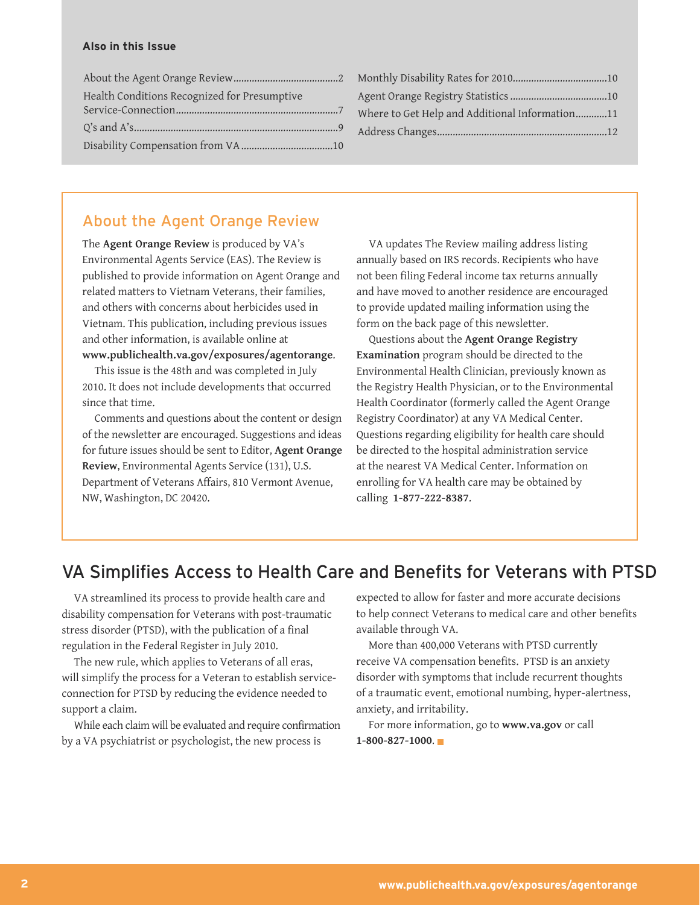**Also in this Issue**

| | |
|---|---|
| About the Agent Orange Review | 2 |
| Health Conditions Recognized for Presumptive Service-Connection | 7 |
| Q's and A's | 9 |
| Disability Compensation from VA | 10 |
| Monthly Disability Rates for 2010 | 10 |
| Agent Orange Registry Statistics | 10 |
| Where to Get Help and Additional Information | 11 |
| Address Changes | 12 |

## About the Agent Orange Review

The **Agent Orange Review** is produced by VA's Environmental Agents Service (EAS). The Review is published to provide information on Agent Orange and related matters to Vietnam Veterans, their families, and others with concerns about herbicides used in Vietnam. This publication, including previous issues and other information, is available online at **www.publichealth.va.gov/exposures/agentorange**.

This issue is the 48th and was completed in July 2010. It does not include developments that occurred since that time.

Comments and questions about the content or design of the newsletter are encouraged. Suggestions and ideas for future issues should be sent to Editor, **Agent Orange Review**, Environmental Agents Service (131), U.S. Department of Veterans Affairs, 810 Vermont Avenue, NW, Washington, DC 20420.

VA updates The Review mailing address listing annually based on IRS records. Recipients who have not been filing Federal income tax returns annually and have moved to another residence are encouraged to provide updated mailing information using the form on the back page of this newsletter.

Questions about the **Agent Orange Registry Examination** program should be directed to the Environmental Health Clinician, previously known as the Registry Health Physician, or to the Environmental Health Coordinator (formerly called the Agent Orange Registry Coordinator) at any VA Medical Center. Questions regarding eligibility for health care should be directed to the hospital administration service at the nearest VA Medical Center. Information on enrolling for VA health care may be obtained by calling **1-877-222-8387**.

## VA Simplifies Access to Health Care and Benefits for Veterans with PTSD

VA streamlined its process to provide health care and disability compensation for Veterans with post-traumatic stress disorder (PTSD), with the publication of a final regulation in the Federal Register in July 2010.

The new rule, which applies to Veterans of all eras, will simplify the process for a Veteran to establish service-connection for PTSD by reducing the evidence needed to support a claim.

While each claim will be evaluated and require confirmation by a VA psychiatrist or psychologist, the new process is expected to allow for faster and more accurate decisions to help connect Veterans to medical care and other benefits available through VA.

More than 400,000 Veterans with PTSD currently receive VA compensation benefits. PTSD is an anxiety disorder with symptoms that include recurrent thoughts of a traumatic event, emotional numbing, hyper-alertness, anxiety, and irritability.

For more information, go to **www.va.gov** or call **1-800-827-1000**.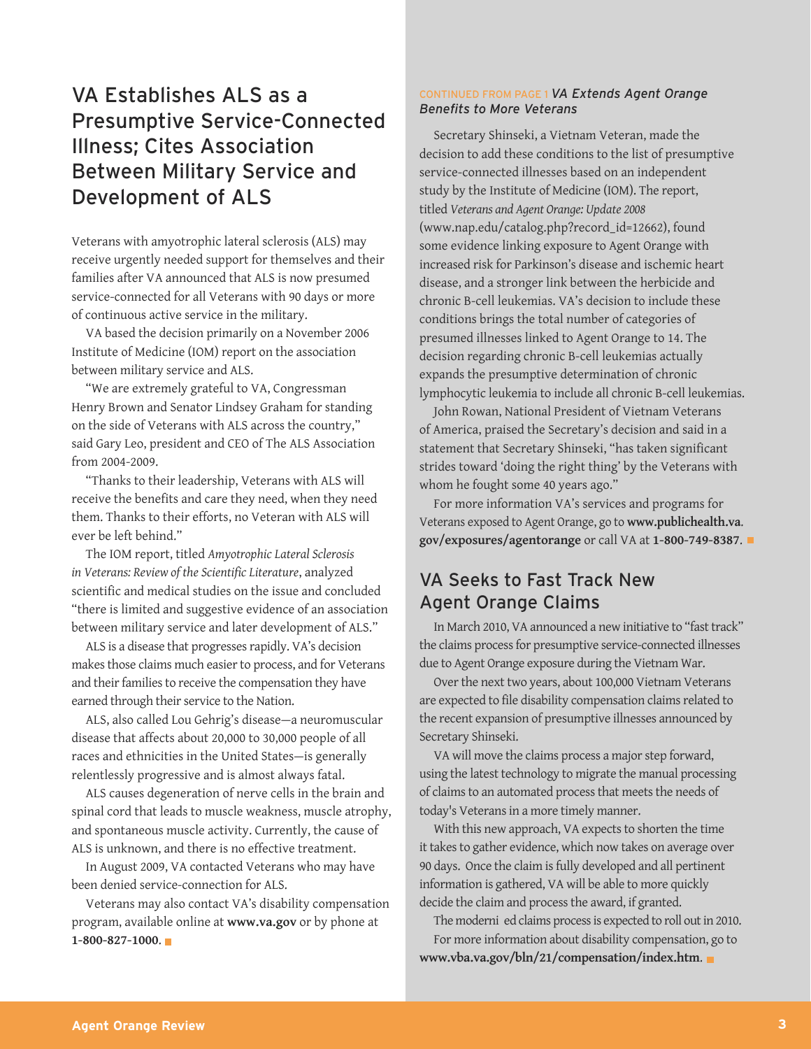## VA Establishes ALS as a Presumptive Service-Connected Illness; Cites Association Between Military Service and Development of ALS

Veterans with amyotrophic lateral sclerosis (ALS) may receive urgently needed support for themselves and their families after VA announced that ALS is now presumed service-connected for all Veterans with 90 days or more of continuous active service in the military.

VA based the decision primarily on a November 2006 Institute of Medicine (IOM) report on the association between military service and ALS.

"We are extremely grateful to VA, Congressman Henry Brown and Senator Lindsey Graham for standing on the side of Veterans with ALS across the country," said Gary Leo, president and CEO of The ALS Association from 2004-2009.

"Thanks to their leadership, Veterans with ALS will receive the benefits and care they need, when they need them. Thanks to their efforts, no Veteran with ALS will ever be left behind."

The IOM report, titled *Amyotrophic Lateral Sclerosis in Veterans: Review of the Scientific Literature*, analyzed scientific and medical studies on the issue and concluded "there is limited and suggestive evidence of an association between military service and later development of ALS."

ALS is a disease that progresses rapidly. VA's decision makes those claims much easier to process, and for Veterans and their families to receive the compensation they have earned through their service to the Nation.

ALS, also called Lou Gehrig's disease—a neuromuscular disease that affects about 20,000 to 30,000 people of all races and ethnicities in the United States—is generally relentlessly progressive and is almost always fatal.

ALS causes degeneration of nerve cells in the brain and spinal cord that leads to muscle weakness, muscle atrophy, and spontaneous muscle activity. Currently, the cause of ALS is unknown, and there is no effective treatment.

In August 2009, VA contacted Veterans who may have been denied service-connection for ALS.

Veterans may also contact VA's disability compensation program, available online at **www.va.gov** or by phone at **1-800-827-1000**. ■

CONTINUED FROM PAGE 1 ***VA Extends Agent Orange Benefits to More Veterans***

Secretary Shinseki, a Vietnam Veteran, made the decision to add these conditions to the list of presumptive service-connected illnesses based on an independent study by the Institute of Medicine (IOM). The report, titled *Veterans and Agent Orange: Update 2008* (www.nap.edu/catalog.php?record_id=12662), found some evidence linking exposure to Agent Orange with increased risk for Parkinson's disease and ischemic heart disease, and a stronger link between the herbicide and chronic B-cell leukemias. VA's decision to include these conditions brings the total number of categories of presumed illnesses linked to Agent Orange to 14. The decision regarding chronic B-cell leukemias actually expands the presumptive determination of chronic lymphocytic leukemia to include all chronic B-cell leukemias.

John Rowan, National President of Vietnam Veterans of America, praised the Secretary's decision and said in a statement that Secretary Shinseki, "has taken significant strides toward 'doing the right thing' by the Veterans with whom he fought some 40 years ago."

For more information VA's services and programs for Veterans exposed to Agent Orange, go to **www.publichealth.va.gov/exposures/agentorange** or call VA at **1-800-749-8387**. ■

## VA Seeks to Fast Track New Agent Orange Claims

In March 2010, VA announced a new initiative to "fast track" the claims process for presumptive service-connected illnesses due to Agent Orange exposure during the Vietnam War.

Over the next two years, about 100,000 Vietnam Veterans are expected to file disability compensation claims related to the recent expansion of presumptive illnesses announced by Secretary Shinseki.

VA will move the claims process a major step forward, using the latest technology to migrate the manual processing of claims to an automated process that meets the needs of today's Veterans in a more timely manner.

With this new approach, VA expects to shorten the time it takes to gather evidence, which now takes on average over 90 days. Once the claim is fully developed and all pertinent information is gathered, VA will be able to more quickly decide the claim and process the award, if granted.

The moderni ed claims process is expected to roll out in 2010.

For more information about disability compensation, go to **www.vba.va.gov/bln/21/compensation/index.htm**. ■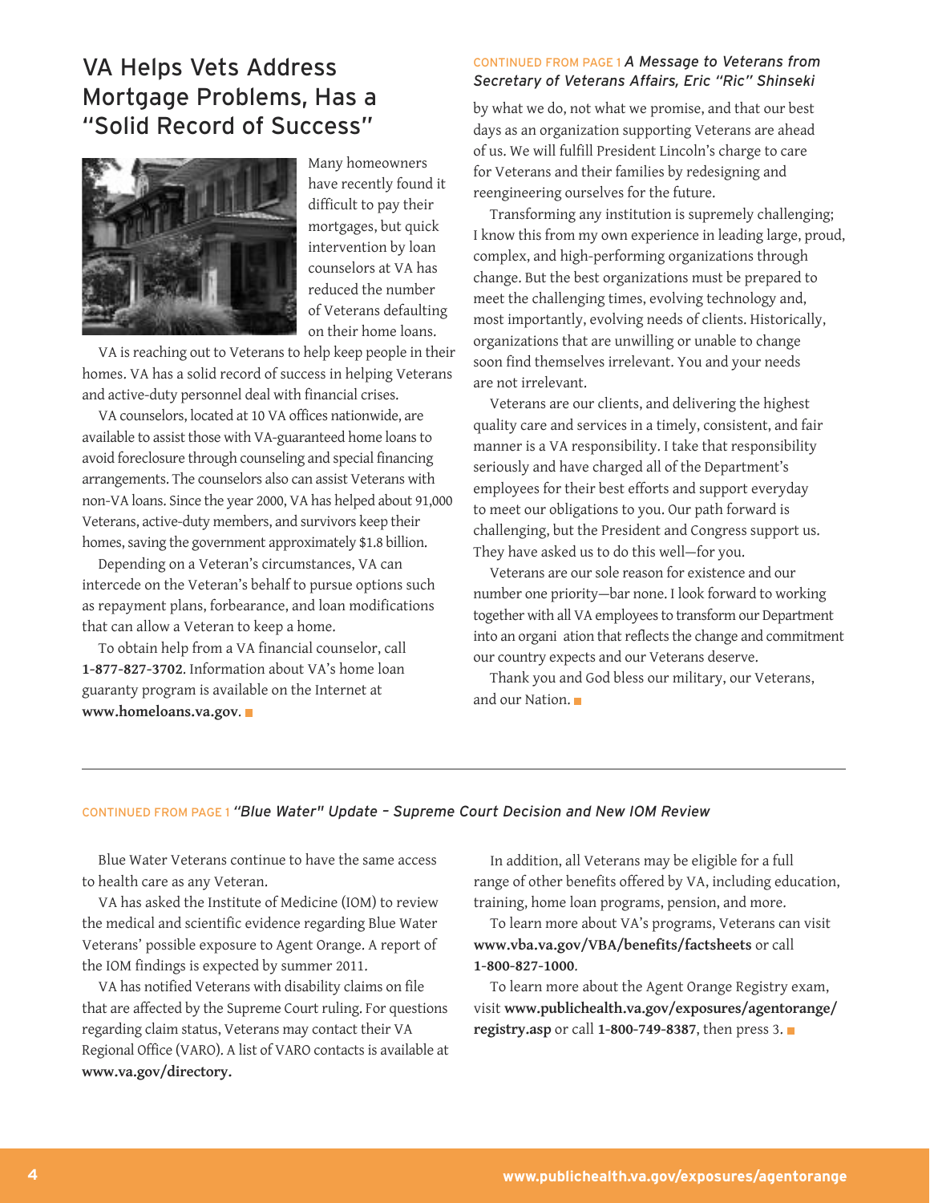## VA Helps Vets Address Mortgage Problems, Has a "Solid Record of Success"

Many homeowners have recently found it difficult to pay their mortgages, but quick intervention by loan counselors at VA has reduced the number of Veterans defaulting on their home loans.

VA is reaching out to Veterans to help keep people in their homes. VA has a solid record of success in helping Veterans and active-duty personnel deal with financial crises.

VA counselors, located at 10 VA offices nationwide, are available to assist those with VA-guaranteed home loans to avoid foreclosure through counseling and special financing arrangements. The counselors also can assist Veterans with non-VA loans. Since the year 2000, VA has helped about 91,000 Veterans, active-duty members, and survivors keep their homes, saving the government approximately $1.8 billion.

Depending on a Veteran's circumstances, VA can intercede on the Veteran's behalf to pursue options such as repayment plans, forbearance, and loan modifications that can allow a Veteran to keep a home.

To obtain help from a VA financial counselor, call **1-877-827-3702**. Information about VA's home loan guaranty program is available on the Internet at **www.homeloans.va.gov**. ■

CONTINUED FROM PAGE 1 *A Message to Veterans from Secretary of Veterans Affairs, Eric "Ric" Shinseki*

by what we do, not what we promise, and that our best days as an organization supporting Veterans are ahead of us. We will fulfill President Lincoln's charge to care for Veterans and their families by redesigning and reengineering ourselves for the future.

Transforming any institution is supremely challenging; I know this from my own experience in leading large, proud, complex, and high-performing organizations through change. But the best organizations must be prepared to meet the challenging times, evolving technology and, most importantly, evolving needs of clients. Historically, organizations that are unwilling or unable to change soon find themselves irrelevant. You and your needs are not irrelevant.

Veterans are our clients, and delivering the highest quality care and services in a timely, consistent, and fair manner is a VA responsibility. I take that responsibility seriously and have charged all of the Department's employees for their best efforts and support everyday to meet our obligations to you. Our path forward is challenging, but the President and Congress support us. They have asked us to do this well—for you.

Veterans are our sole reason for existence and our number one priority—bar none. I look forward to working together with all VA employees to transform our Department into an organi ation that reflects the change and commitment our country expects and our Veterans deserve.

Thank you and God bless our military, our Veterans, and our Nation. ■

---

CONTINUED FROM PAGE 1 *"Blue Water" Update – Supreme Court Decision and New IOM Review*

Blue Water Veterans continue to have the same access to health care as any Veteran.

VA has asked the Institute of Medicine (IOM) to review the medical and scientific evidence regarding Blue Water Veterans' possible exposure to Agent Orange. A report of the IOM findings is expected by summer 2011.

VA has notified Veterans with disability claims on file that are affected by the Supreme Court ruling. For questions regarding claim status, Veterans may contact their VA Regional Office (VARO). A list of VARO contacts is available at **www.va.gov/directory.**

In addition, all Veterans may be eligible for a full range of other benefits offered by VA, including education, training, home loan programs, pension, and more.

To learn more about VA's programs, Veterans can visit **www.vba.va.gov/VBA/benefits/factsheets** or call **1-800-827-1000**.

To learn more about the Agent Orange Registry exam, visit **www.publichealth.va.gov/exposures/agentorange/registry.asp** or call **1-800-749-8387**, then press 3. ■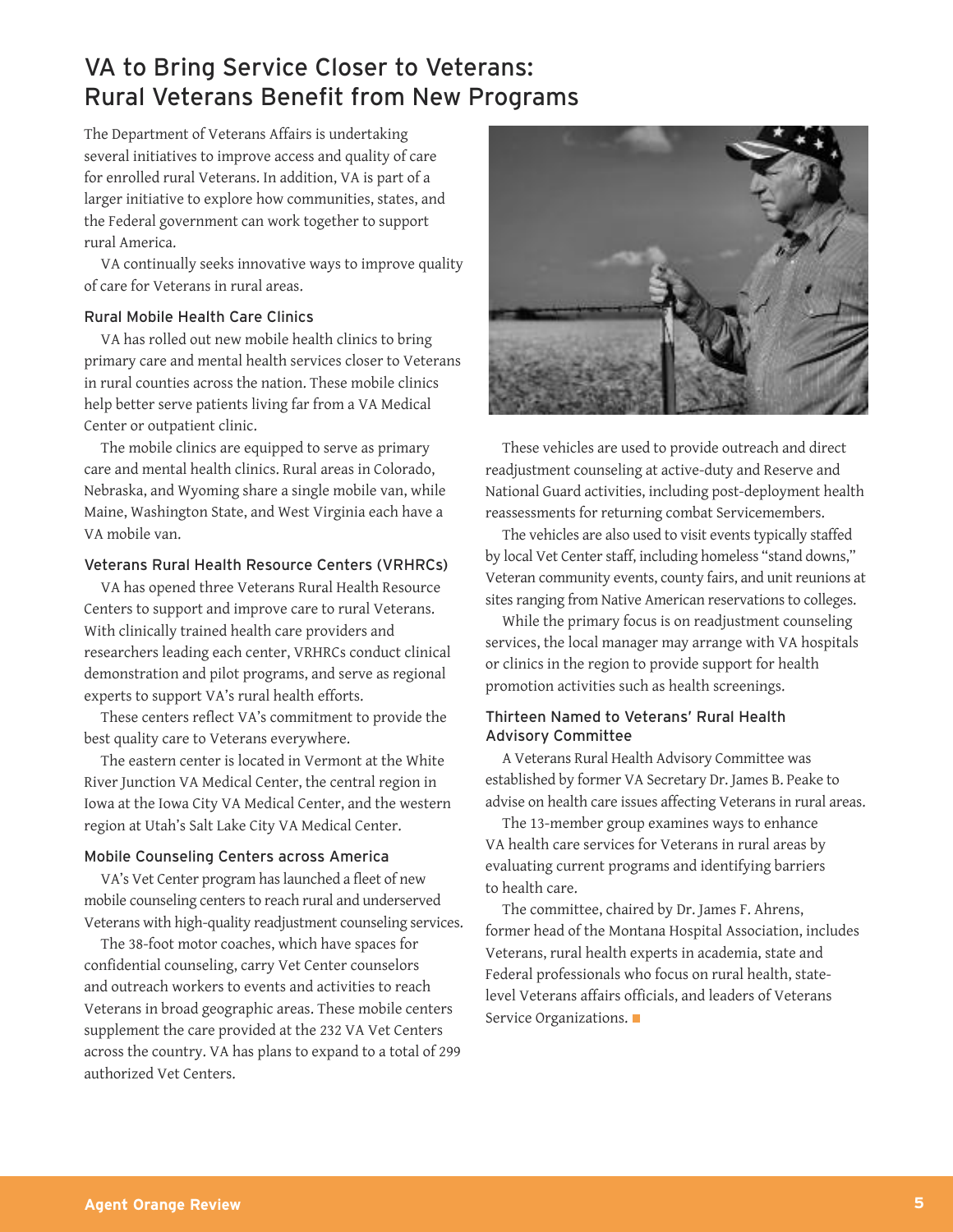# VA to Bring Service Closer to Veterans: Rural Veterans Benefit from New Programs

The Department of Veterans Affairs is undertaking several initiatives to improve access and quality of care for enrolled rural Veterans. In addition, VA is part of a larger initiative to explore how communities, states, and the Federal government can work together to support rural America.

VA continually seeks innovative ways to improve quality of care for Veterans in rural areas.

### Rural Mobile Health Care Clinics

VA has rolled out new mobile health clinics to bring primary care and mental health services closer to Veterans in rural counties across the nation. These mobile clinics help better serve patients living far from a VA Medical Center or outpatient clinic.

The mobile clinics are equipped to serve as primary care and mental health clinics. Rural areas in Colorado, Nebraska, and Wyoming share a single mobile van, while Maine, Washington State, and West Virginia each have a VA mobile van.

### Veterans Rural Health Resource Centers (VRHRCs)

VA has opened three Veterans Rural Health Resource Centers to support and improve care to rural Veterans. With clinically trained health care providers and researchers leading each center, VRHRCs conduct clinical demonstration and pilot programs, and serve as regional experts to support VA's rural health efforts.

These centers reflect VA's commitment to provide the best quality care to Veterans everywhere.

The eastern center is located in Vermont at the White River Junction VA Medical Center, the central region in Iowa at the Iowa City VA Medical Center, and the western region at Utah's Salt Lake City VA Medical Center.

### Mobile Counseling Centers across America

VA's Vet Center program has launched a fleet of new mobile counseling centers to reach rural and underserved Veterans with high-quality readjustment counseling services.

The 38-foot motor coaches, which have spaces for confidential counseling, carry Vet Center counselors and outreach workers to events and activities to reach Veterans in broad geographic areas. These mobile centers supplement the care provided at the 232 VA Vet Centers across the country. VA has plans to expand to a total of 299 authorized Vet Centers.

These vehicles are used to provide outreach and direct readjustment counseling at active-duty and Reserve and National Guard activities, including post-deployment health reassessments for returning combat Servicemembers.

The vehicles are also used to visit events typically staffed by local Vet Center staff, including homeless "stand downs," Veteran community events, county fairs, and unit reunions at sites ranging from Native American reservations to colleges.

While the primary focus is on readjustment counseling services, the local manager may arrange with VA hospitals or clinics in the region to provide support for health promotion activities such as health screenings.

### Thirteen Named to Veterans' Rural Health Advisory Committee

A Veterans Rural Health Advisory Committee was established by former VA Secretary Dr. James B. Peake to advise on health care issues affecting Veterans in rural areas.

The 13-member group examines ways to enhance VA health care services for Veterans in rural areas by evaluating current programs and identifying barriers to health care.

The committee, chaired by Dr. James F. Ahrens, former head of the Montana Hospital Association, includes Veterans, rural health experts in academia, state and Federal professionals who focus on rural health, state-level Veterans affairs officials, and leaders of Veterans Service Organizations. ■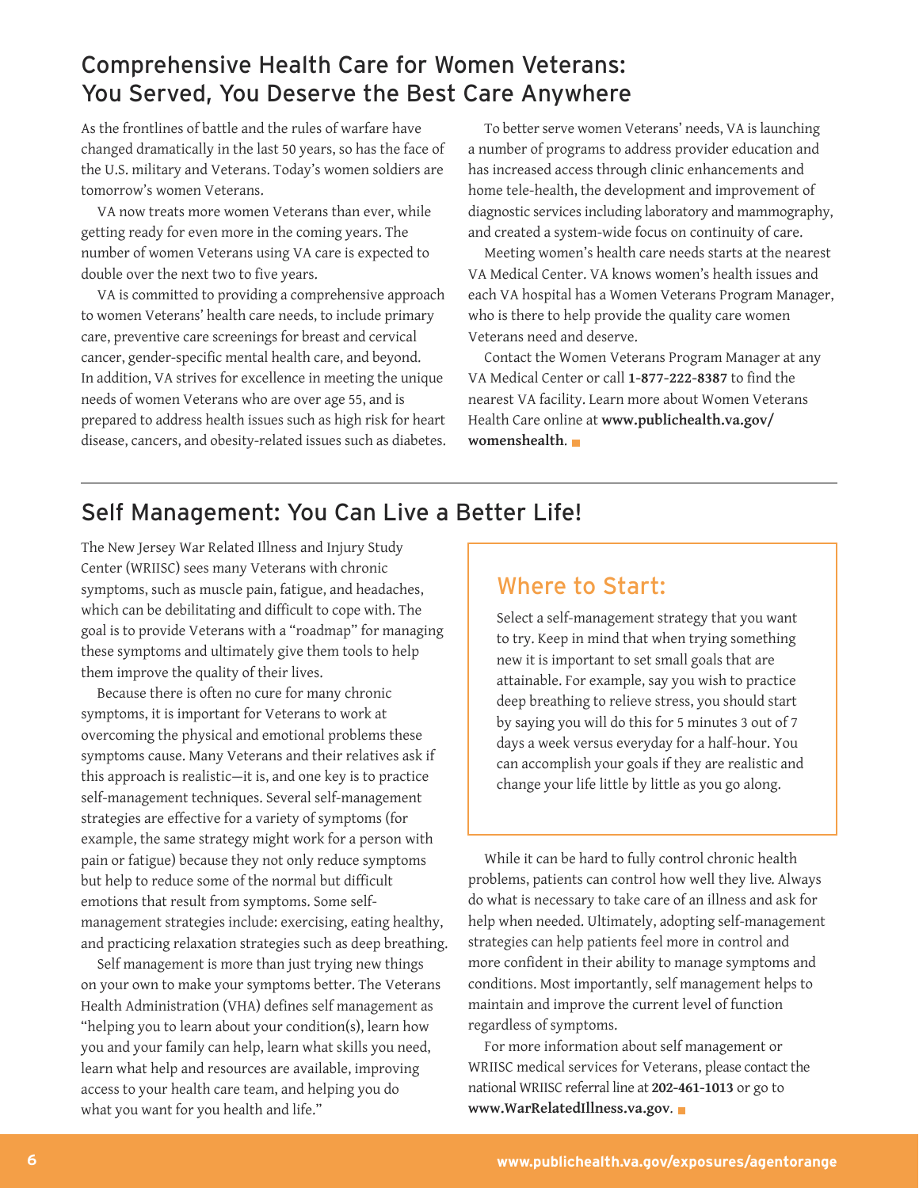## Comprehensive Health Care for Women Veterans: You Served, You Deserve the Best Care Anywhere

As the frontlines of battle and the rules of warfare have changed dramatically in the last 50 years, so has the face of the U.S. military and Veterans. Today's women soldiers are tomorrow's women Veterans.

VA now treats more women Veterans than ever, while getting ready for even more in the coming years. The number of women Veterans using VA care is expected to double over the next two to five years.

VA is committed to providing a comprehensive approach to women Veterans' health care needs, to include primary care, preventive care screenings for breast and cervical cancer, gender-specific mental health care, and beyond. In addition, VA strives for excellence in meeting the unique needs of women Veterans who are over age 55, and is prepared to address health issues such as high risk for heart disease, cancers, and obesity-related issues such as diabetes.

To better serve women Veterans' needs, VA is launching a number of programs to address provider education and has increased access through clinic enhancements and home tele-health, the development and improvement of diagnostic services including laboratory and mammography, and created a system-wide focus on continuity of care.

Meeting women's health care needs starts at the nearest VA Medical Center. VA knows women's health issues and each VA hospital has a Women Veterans Program Manager, who is there to help provide the quality care women Veterans need and deserve.

Contact the Women Veterans Program Manager at any VA Medical Center or call **1-877-222-8387** to find the nearest VA facility. Learn more about Women Veterans Health Care online at **www.publichealth.va.gov/womenshealth**.

## Self Management: You Can Live a Better Life!

The New Jersey War Related Illness and Injury Study Center (WRIISC) sees many Veterans with chronic symptoms, such as muscle pain, fatigue, and headaches, which can be debilitating and difficult to cope with. The goal is to provide Veterans with a "roadmap" for managing these symptoms and ultimately give them tools to help them improve the quality of their lives.

Because there is often no cure for many chronic symptoms, it is important for Veterans to work at overcoming the physical and emotional problems these symptoms cause. Many Veterans and their relatives ask if this approach is realistic—it is, and one key is to practice self-management techniques. Several self-management strategies are effective for a variety of symptoms (for example, the same strategy might work for a person with pain or fatigue) because they not only reduce symptoms but help to reduce some of the normal but difficult emotions that result from symptoms. Some self-management strategies include: exercising, eating healthy, and practicing relaxation strategies such as deep breathing.

Self management is more than just trying new things on your own to make your symptoms better. The Veterans Health Administration (VHA) defines self management as "helping you to learn about your condition(s), learn how you and your family can help, learn what skills you need, learn what help and resources are available, improving access to your health care team, and helping you do what you want for you health and life."

### Where to Start:

Select a self-management strategy that you want to try. Keep in mind that when trying something new it is important to set small goals that are attainable. For example, say you wish to practice deep breathing to relieve stress, you should start by saying you will do this for 5 minutes 3 out of 7 days a week versus everyday for a half-hour. You can accomplish your goals if they are realistic and change your life little by little as you go along.

While it can be hard to fully control chronic health problems, patients can control how well they live. Always do what is necessary to take care of an illness and ask for help when needed. Ultimately, adopting self-management strategies can help patients feel more in control and more confident in their ability to manage symptoms and conditions. Most importantly, self management helps to maintain and improve the current level of function regardless of symptoms.

For more information about self management or WRIISC medical services for Veterans, please contact the national WRIISC referral line at **202-461-1013** or go to **www.WarRelatedIllness.va.gov**.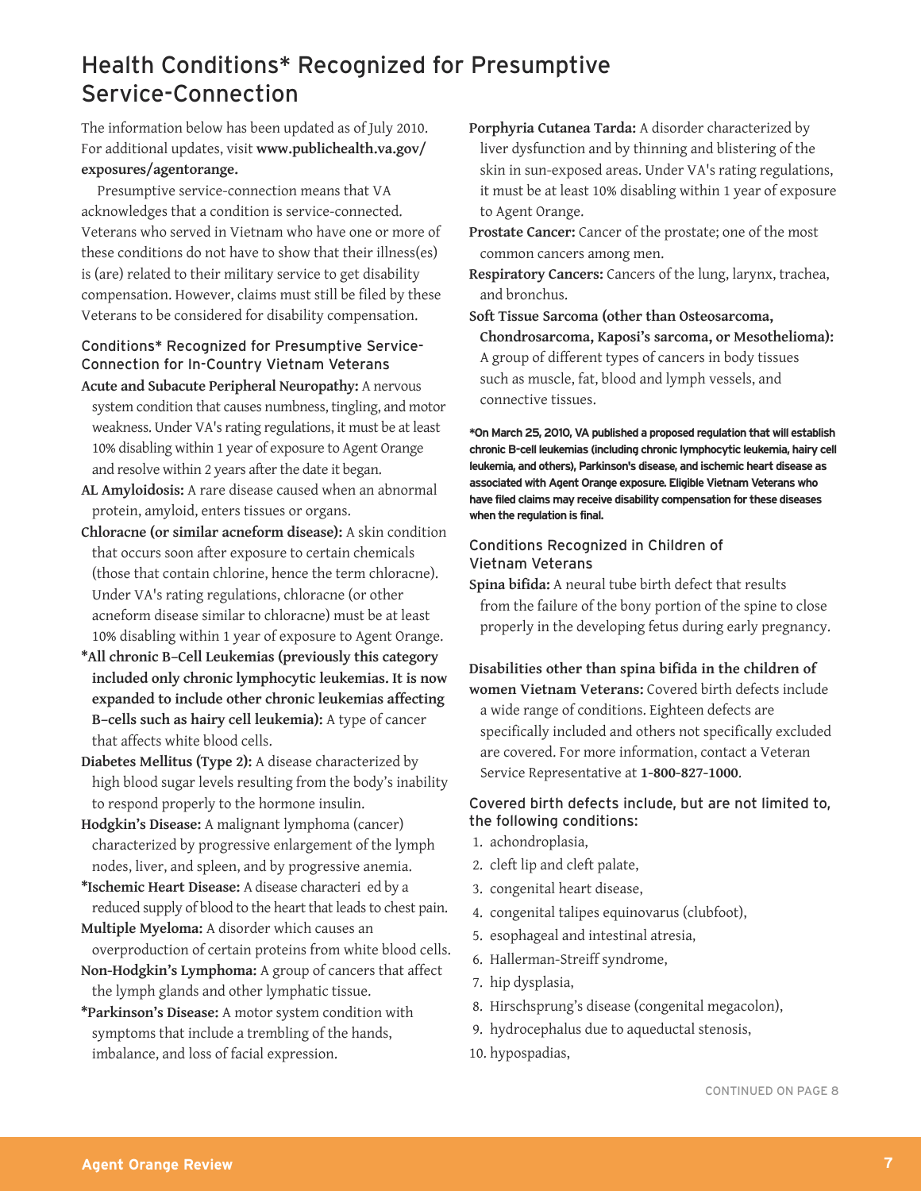# Health Conditions* Recognized for Presumptive Service-Connection

The information below has been updated as of July 2010. For additional updates, visit **www.publichealth.va.gov/exposures/agentorange.**

Presumptive service-connection means that VA acknowledges that a condition is service-connected. Veterans who served in Vietnam who have one or more of these conditions do not have to show that their illness(es) is (are) related to their military service to get disability compensation. However, claims must still be filed by these Veterans to be considered for disability compensation.

## Conditions* Recognized for Presumptive Service-Connection for In-Country Vietnam Veterans

**Acute and Subacute Peripheral Neuropathy:** A nervous system condition that causes numbness, tingling, and motor weakness. Under VA's rating regulations, it must be at least 10% disabling within 1 year of exposure to Agent Orange and resolve within 2 years after the date it began.

**AL Amyloidosis:** A rare disease caused when an abnormal protein, amyloid, enters tissues or organs.

**Chloracne (or similar acneform disease):** A skin condition that occurs soon after exposure to certain chemicals (those that contain chlorine, hence the term chloracne). Under VA's rating regulations, chloracne (or other acneform disease similar to chloracne) must be at least 10% disabling within 1 year of exposure to Agent Orange.

**\*All chronic B–Cell Leukemias (previously this category included only chronic lymphocytic leukemias. It is now expanded to include other chronic leukemias affecting B–cells such as hairy cell leukemia):** A type of cancer that affects white blood cells.

**Diabetes Mellitus (Type 2):** A disease characterized by high blood sugar levels resulting from the body's inability to respond properly to the hormone insulin.

**Hodgkin's Disease:** A malignant lymphoma (cancer) characterized by progressive enlargement of the lymph nodes, liver, and spleen, and by progressive anemia.

**\*Ischemic Heart Disease:** A disease characteri ed by a reduced supply of blood to the heart that leads to chest pain.

**Multiple Myeloma:** A disorder which causes an overproduction of certain proteins from white blood cells.

**Non-Hodgkin's Lymphoma:** A group of cancers that affect the lymph glands and other lymphatic tissue.

**\*Parkinson's Disease:** A motor system condition with symptoms that include a trembling of the hands, imbalance, and loss of facial expression.

**Porphyria Cutanea Tarda:** A disorder characterized by liver dysfunction and by thinning and blistering of the skin in sun-exposed areas. Under VA's rating regulations, it must be at least 10% disabling within 1 year of exposure to Agent Orange.

**Prostate Cancer:** Cancer of the prostate; one of the most common cancers among men.

**Respiratory Cancers:** Cancers of the lung, larynx, trachea, and bronchus.

**Soft Tissue Sarcoma (other than Osteosarcoma, Chondrosarcoma, Kaposi's sarcoma, or Mesothelioma):** A group of different types of cancers in body tissues such as muscle, fat, blood and lymph vessels, and connective tissues.

**\*On March 25, 2010, VA published a proposed regulation that will establish chronic B-cell leukemias (including chronic lymphocytic leukemia, hairy cell leukemia, and others), Parkinson's disease, and ischemic heart disease as associated with Agent Orange exposure. Eligible Vietnam Veterans who have filed claims may receive disability compensation for these diseases when the regulation is final.**

## Conditions Recognized in Children of Vietnam Veterans

**Spina bifida:** A neural tube birth defect that results from the failure of the bony portion of the spine to close properly in the developing fetus during early pregnancy.

**Disabilities other than spina bifida in the children of women Vietnam Veterans:** Covered birth defects include a wide range of conditions. Eighteen defects are specifically included and others not specifically excluded are covered. For more information, contact a Veteran Service Representative at **1-800-827-1000**.

## Covered birth defects include, but are not limited to, the following conditions:

1. achondroplasia,
2. cleft lip and cleft palate,
3. congenital heart disease,
4. congenital talipes equinovarus (clubfoot),
5. esophageal and intestinal atresia,
6. Hallerman-Streiff syndrome,
7. hip dysplasia,
8. Hirschsprung's disease (congenital megacolon),
9. hydrocephalus due to aqueductal stenosis,
10. hypospadias,

CONTINUED ON PAGE 8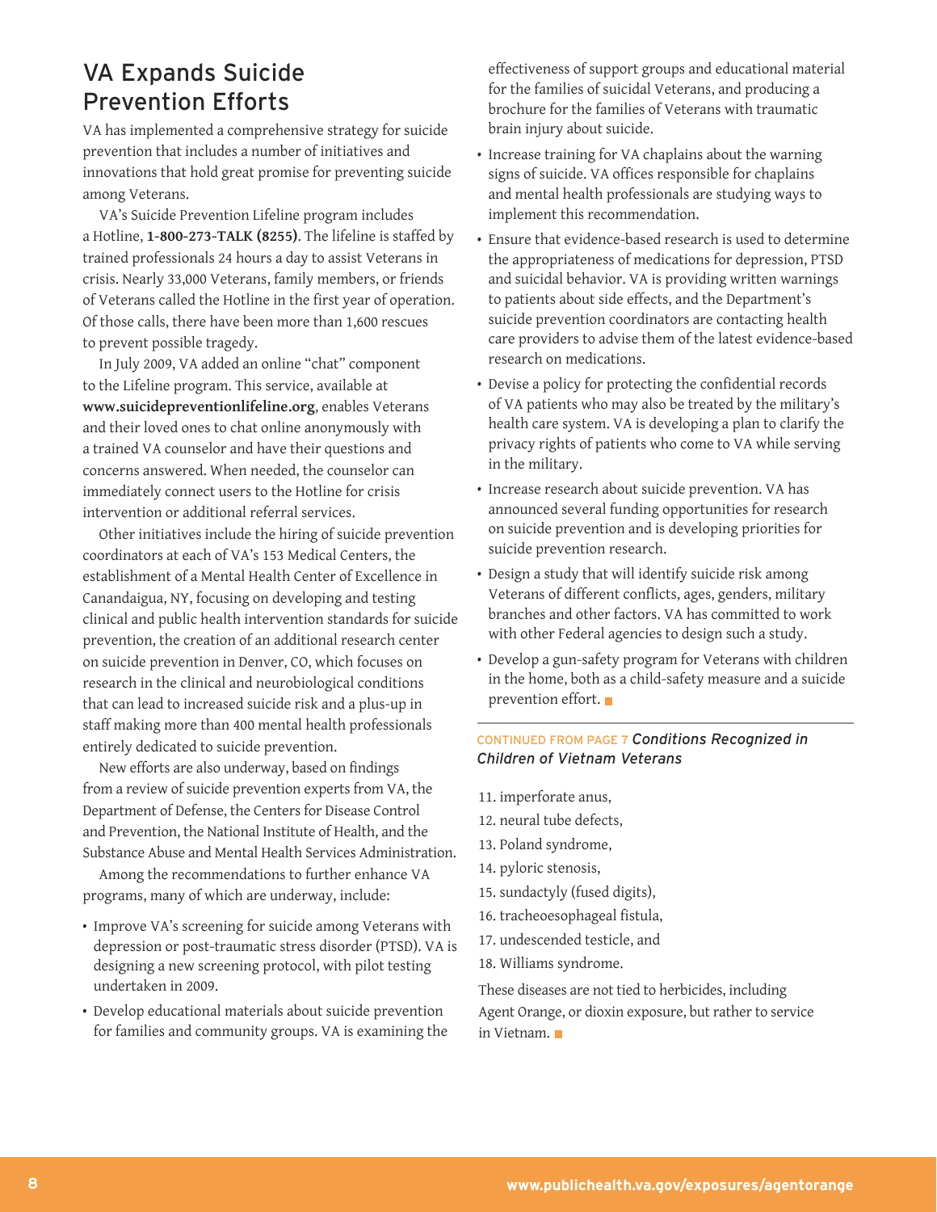## VA Expands Suicide Prevention Efforts

VA has implemented a comprehensive strategy for suicide prevention that includes a number of initiatives and innovations that hold great promise for preventing suicide among Veterans.

VA's Suicide Prevention Lifeline program includes a Hotline, **1-800-273-TALK (8255)**. The lifeline is staffed by trained professionals 24 hours a day to assist Veterans in crisis. Nearly 33,000 Veterans, family members, or friends of Veterans called the Hotline in the first year of operation. Of those calls, there have been more than 1,600 rescues to prevent possible tragedy.

In July 2009, VA added an online "chat" component to the Lifeline program. This service, available at **www.suicidepreventionlifeline.org**, enables Veterans and their loved ones to chat online anonymously with a trained VA counselor and have their questions and concerns answered. When needed, the counselor can immediately connect users to the Hotline for crisis intervention or additional referral services.

Other initiatives include the hiring of suicide prevention coordinators at each of VA's 153 Medical Centers, the establishment of a Mental Health Center of Excellence in Canandaigua, NY, focusing on developing and testing clinical and public health intervention standards for suicide prevention, the creation of an additional research center on suicide prevention in Denver, CO, which focuses on research in the clinical and neurobiological conditions that can lead to increased suicide risk and a plus-up in staff making more than 400 mental health professionals entirely dedicated to suicide prevention.

New efforts are also underway, based on findings from a review of suicide prevention experts from VA, the Department of Defense, the Centers for Disease Control and Prevention, the National Institute of Health, and the Substance Abuse and Mental Health Services Administration.

Among the recommendations to further enhance VA programs, many of which are underway, include:

- Improve VA's screening for suicide among Veterans with depression or post-traumatic stress disorder (PTSD). VA is designing a new screening protocol, with pilot testing undertaken in 2009.
- Develop educational materials about suicide prevention for families and community groups. VA is examining the effectiveness of support groups and educational material for the families of suicidal Veterans, and producing a brochure for the families of Veterans with traumatic brain injury about suicide.
- Increase training for VA chaplains about the warning signs of suicide. VA offices responsible for chaplains and mental health professionals are studying ways to implement this recommendation.
- Ensure that evidence-based research is used to determine the appropriateness of medications for depression, PTSD and suicidal behavior. VA is providing written warnings to patients about side effects, and the Department's suicide prevention coordinators are contacting health care providers to advise them of the latest evidence-based research on medications.
- Devise a policy for protecting the confidential records of VA patients who may also be treated by the military's health care system. VA is developing a plan to clarify the privacy rights of patients who come to VA while serving in the military.
- Increase research about suicide prevention. VA has announced several funding opportunities for research on suicide prevention and is developing priorities for suicide prevention research.
- Design a study that will identify suicide risk among Veterans of different conflicts, ages, genders, military branches and other factors. VA has committed to work with other Federal agencies to design such a study.
- Develop a gun-safety program for Veterans with children in the home, both as a child-safety measure and a suicide prevention effort. ■

CONTINUED FROM PAGE 7 ***Conditions Recognized in Children of Vietnam Veterans***

11. imperforate anus,
12. neural tube defects,
13. Poland syndrome,
14. pyloric stenosis,
15. sundactyly (fused digits),
16. tracheoesophageal fistula,
17. undescended testicle, and
18. Williams syndrome.

These diseases are not tied to herbicides, including Agent Orange, or dioxin exposure, but rather to service in Vietnam. ■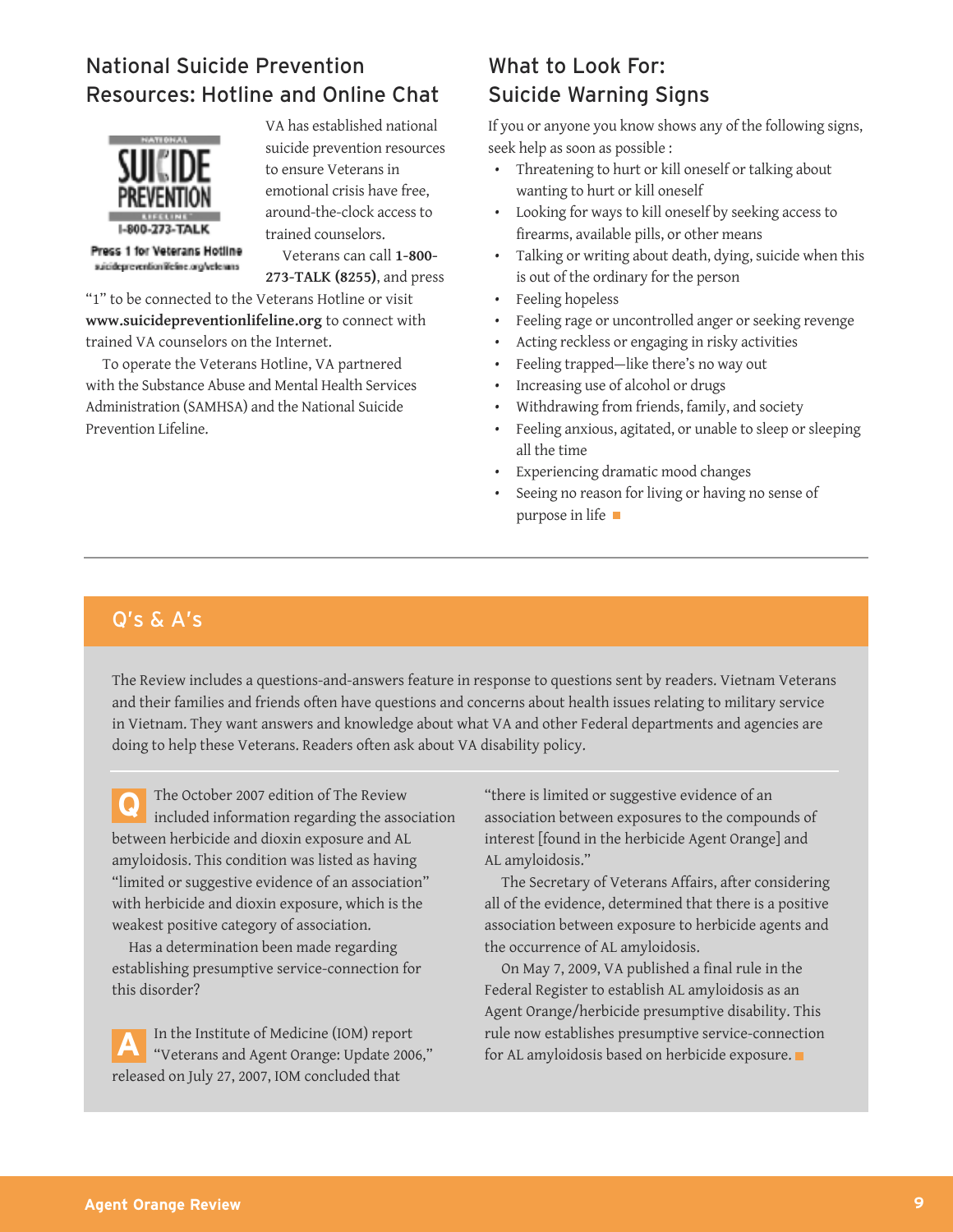## National Suicide Prevention Resources: Hotline and Online Chat

NATIONAL SUICIDE PREVENTION LIFELINE 1-800-273-TALK

Press 1 for Veterans Hotline suicidepreventionlifeline.org/veterans

VA has established national suicide prevention resources to ensure Veterans in emotional crisis have free, around-the-clock access to trained counselors.

Veterans can call **1-800-273-TALK (8255)**, and press "1" to be connected to the Veterans Hotline or visit **www.suicidepreventionlifeline.org** to connect with trained VA counselors on the Internet.

To operate the Veterans Hotline, VA partnered with the Substance Abuse and Mental Health Services Administration (SAMHSA) and the National Suicide Prevention Lifeline.

## What to Look For: Suicide Warning Signs

If you or anyone you know shows any of the following signs, seek help as soon as possible :

- Threatening to hurt or kill oneself or talking about wanting to hurt or kill oneself
- Looking for ways to kill oneself by seeking access to firearms, available pills, or other means
- Talking or writing about death, dying, suicide when this is out of the ordinary for the person
- Feeling hopeless
- Feeling rage or uncontrolled anger or seeking revenge
- Acting reckless or engaging in risky activities
- Feeling trapped—like there's no way out
- Increasing use of alcohol or drugs
- Withdrawing from friends, family, and society
- Feeling anxious, agitated, or unable to sleep or sleeping all the time
- Experiencing dramatic mood changes
- Seeing no reason for living or having no sense of purpose in life

## Q's & A's

The Review includes a questions-and-answers feature in response to questions sent by readers. Vietnam Veterans and their families and friends often have questions and concerns about health issues relating to military service in Vietnam. They want answers and knowledge about what VA and other Federal departments and agencies are doing to help these Veterans. Readers often ask about VA disability policy.

**Q** The October 2007 edition of The Review included information regarding the association between herbicide and dioxin exposure and AL amyloidosis. This condition was listed as having "limited or suggestive evidence of an association" with herbicide and dioxin exposure, which is the weakest positive category of association.

Has a determination been made regarding establishing presumptive service-connection for this disorder?

**A** In the Institute of Medicine (IOM) report "Veterans and Agent Orange: Update 2006," released on July 27, 2007, IOM concluded that "there is limited or suggestive evidence of an association between exposures to the compounds of interest [found in the herbicide Agent Orange] and AL amyloidosis."

The Secretary of Veterans Affairs, after considering all of the evidence, determined that there is a positive association between exposure to herbicide agents and the occurrence of AL amyloidosis.

On May 7, 2009, VA published a final rule in the Federal Register to establish AL amyloidosis as an Agent Orange/herbicide presumptive disability. This rule now establishes presumptive service-connection for AL amyloidosis based on herbicide exposure.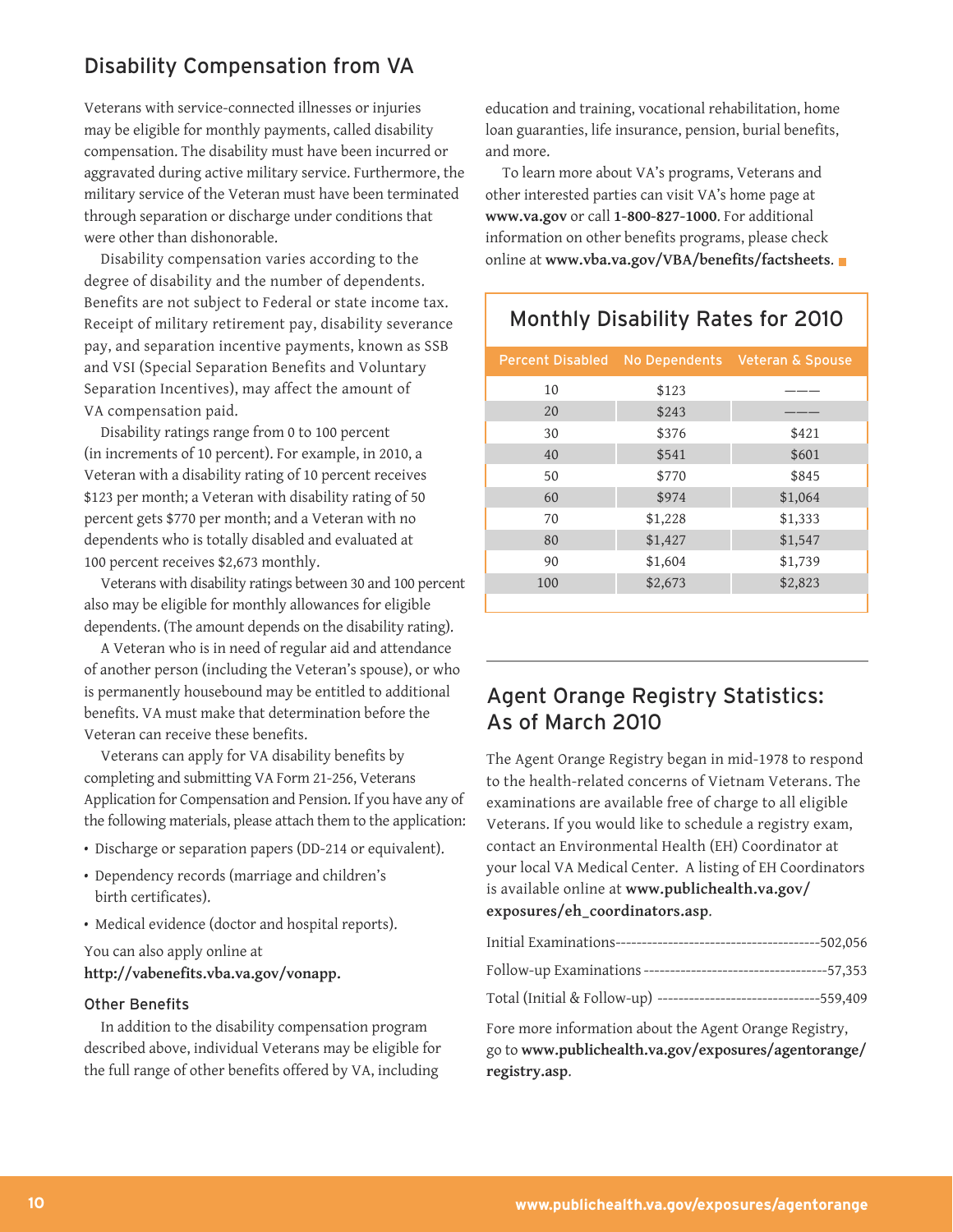## Disability Compensation from VA

Veterans with service-connected illnesses or injuries may be eligible for monthly payments, called disability compensation. The disability must have been incurred or aggravated during active military service. Furthermore, the military service of the Veteran must have been terminated through separation or discharge under conditions that were other than dishonorable.

Disability compensation varies according to the degree of disability and the number of dependents. Benefits are not subject to Federal or state income tax. Receipt of military retirement pay, disability severance pay, and separation incentive payments, known as SSB and VSI (Special Separation Benefits and Voluntary Separation Incentives), may affect the amount of VA compensation paid.

Disability ratings range from 0 to 100 percent (in increments of 10 percent). For example, in 2010, a Veteran with a disability rating of 10 percent receives $123 per month; a Veteran with disability rating of 50 percent gets $770 per month; and a Veteran with no dependents who is totally disabled and evaluated at 100 percent receives $2,673 monthly.

Veterans with disability ratings between 30 and 100 percent also may be eligible for monthly allowances for eligible dependents. (The amount depends on the disability rating).

A Veteran who is in need of regular aid and attendance of another person (including the Veteran's spouse), or who is permanently housebound may be entitled to additional benefits. VA must make that determination before the Veteran can receive these benefits.

Veterans can apply for VA disability benefits by completing and submitting VA Form 21-256, Veterans Application for Compensation and Pension. If you have any of the following materials, please attach them to the application:

- Discharge or separation papers (DD-214 or equivalent).
- Dependency records (marriage and children's birth certificates).
- Medical evidence (doctor and hospital reports).

You can also apply online at **http://vabenefits.vba.va.gov/vonapp.**

### Other Benefits

In addition to the disability compensation program described above, individual Veterans may be eligible for the full range of other benefits offered by VA, including education and training, vocational rehabilitation, home loan guaranties, life insurance, pension, burial benefits, and more.

To learn more about VA's programs, Veterans and other interested parties can visit VA's home page at **www.va.gov** or call **1-800-827-1000**. For additional information on other benefits programs, please check online at **www.vba.va.gov/VBA/benefits/factsheets**.

### Monthly Disability Rates for 2010

| Percent Disabled | No Dependents | Veteran & Spouse |
|---|---|---|
| 10 | $123 | ——— |
| 20 | $243 | ——— |
| 30 | $376 | $421 |
| 40 | $541 | $601 |
| 50 | $770 | $845 |
| 60 | $974 | $1,064 |
| 70 | $1,228 | $1,333 |
| 80 | $1,427 | $1,547 |
| 90 | $1,604 | $1,739 |
| 100 | $2,673 | $2,823 |

## Agent Orange Registry Statistics: As of March 2010

The Agent Orange Registry began in mid-1978 to respond to the health-related concerns of Vietnam Veterans. The examinations are available free of charge to all eligible Veterans. If you would like to schedule a registry exam, contact an Environmental Health (EH) Coordinator at your local VA Medical Center. A listing of EH Coordinators is available online at **www.publichealth.va.gov/exposures/eh_coordinators.asp**.

Initial Examinations---------------------------------------502,056

Follow-up Examinations -----------------------------------57,353

Total (Initial & Follow-up) -------------------------------559,409

Fore more information about the Agent Orange Registry, go to **www.publichealth.va.gov/exposures/agentorange/registry.asp**.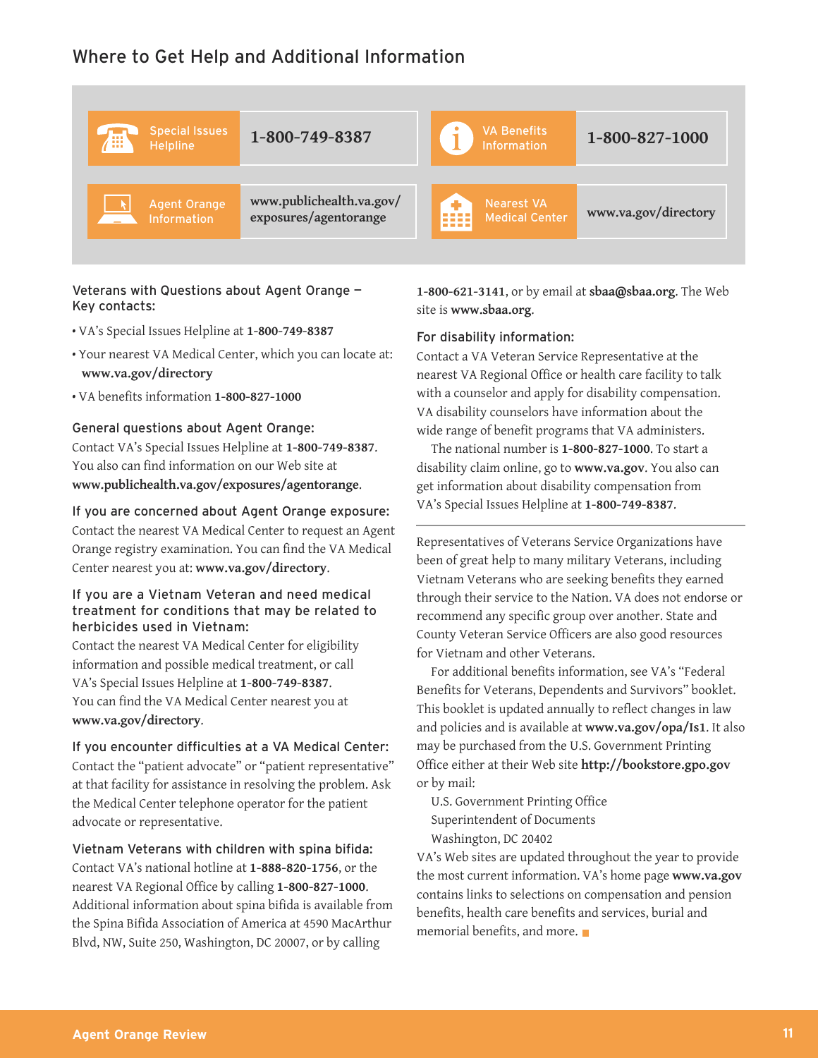## Where to Get Help and Additional Information

| | |
|---|---|
| Special Issues Helpline | 1-800-749-8387 |
| VA Benefits Information | 1-800-827-1000 |
| Agent Orange Information | www.publichealth.va.gov/exposures/agentorange |
| Nearest VA Medical Center | www.va.gov/directory |

### Veterans with Questions about Agent Orange – Key contacts:

- VA's Special Issues Helpline at **1-800-749-8387**
- Your nearest VA Medical Center, which you can locate at: **www.va.gov/directory**
- VA benefits information **1-800-827-1000**

### General questions about Agent Orange:

Contact VA's Special Issues Helpline at **1-800-749-8387**. You also can find information on our Web site at **www.publichealth.va.gov/exposures/agentorange**.

### If you are concerned about Agent Orange exposure:

Contact the nearest VA Medical Center to request an Agent Orange registry examination. You can find the VA Medical Center nearest you at: **www.va.gov/directory**.

### If you are a Vietnam Veteran and need medical treatment for conditions that may be related to herbicides used in Vietnam:

Contact the nearest VA Medical Center for eligibility information and possible medical treatment, or call VA's Special Issues Helpline at **1-800-749-8387**. You can find the VA Medical Center nearest you at **www.va.gov/directory**.

### If you encounter difficulties at a VA Medical Center:

Contact the "patient advocate" or "patient representative" at that facility for assistance in resolving the problem. Ask the Medical Center telephone operator for the patient advocate or representative.

### Vietnam Veterans with children with spina bifida:

Contact VA's national hotline at **1-888-820-1756**, or the nearest VA Regional Office by calling **1-800-827-1000**. Additional information about spina bifida is available from the Spina Bifida Association of America at 4590 MacArthur Blvd, NW, Suite 250, Washington, DC 20007, or by calling **1-800-621-3141**, or by email at **sbaa@sbaa.org**. The Web site is **www.sbaa.org**.

### For disability information:

Contact a VA Veteran Service Representative at the nearest VA Regional Office or health care facility to talk with a counselor and apply for disability compensation. VA disability counselors have information about the wide range of benefit programs that VA administers.

The national number is **1-800-827-1000**. To start a disability claim online, go to **www.va.gov**. You also can get information about disability compensation from VA's Special Issues Helpline at **1-800-749-8387**.

---

Representatives of Veterans Service Organizations have been of great help to many military Veterans, including Vietnam Veterans who are seeking benefits they earned through their service to the Nation. VA does not endorse or recommend any specific group over another. State and County Veteran Service Officers are also good resources for Vietnam and other Veterans.

For additional benefits information, see VA's "Federal Benefits for Veterans, Dependents and Survivors" booklet. This booklet is updated annually to reflect changes in law and policies and is available at **www.va.gov/opa/Is1**. It also may be purchased from the U.S. Government Printing Office either at their Web site **http://bookstore.gpo.gov** or by mail:

U.S. Government Printing Office
Superintendent of Documents
Washington, DC 20402

VA's Web sites are updated throughout the year to provide the most current information. VA's home page **www.va.gov** contains links to selections on compensation and pension benefits, health care benefits and services, burial and memorial benefits, and more.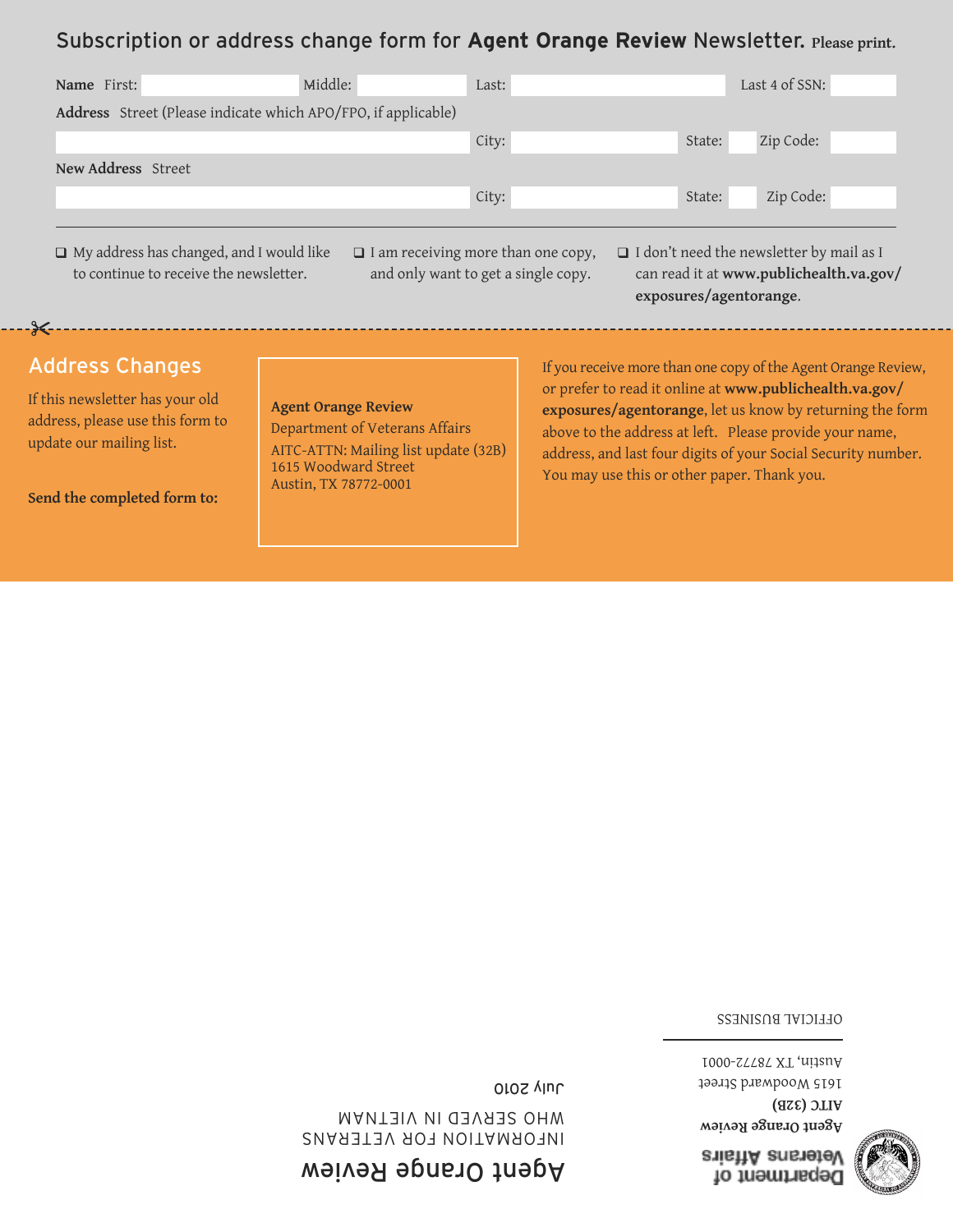Subscription or address change form for **Agent Orange Review** Newsletter. **Please print.**

**Name** First: ______ Middle: ______ Last: ______ Last 4 of SSN: ______

**Address** Street (Please indicate which APO/FPO, if applicable)

______ City: ______ State: ______ Zip Code: ______

**New Address** Street

______ City: ______ State: ______ Zip Code: ______

- ❑ My address has changed, and I would like to continue to receive the newsletter.
- ❑ I am receiving more than one copy, and only want to get a single copy.
- ❑ I don't need the newsletter by mail as I can read it at **www.publichealth.va.gov/exposures/agentorange**.

## Address Changes

If this newsletter has your old address, please use this form to update our mailing list.

**Send the completed form to:**

**Agent Orange Review**
Department of Veterans Affairs
AITC-ATTN: Mailing list update (32B)
1615 Woodward Street
Austin, TX 78772-0001

If you receive more than one copy of the Agent Orange Review, or prefer to read it online at **www.publichealth.va.gov/exposures/agentorange**, let us know by returning the form above to the address at left. Please provide your name, address, and last four digits of your Social Security number. You may use this or other paper. Thank you.

Department of Veterans Affairs

**Agent Orange Review**
**AITC (32B)**
1615 Woodward Street
Austin, TX 78772-0001

OFFICIAL BUSINESS

# Agent Orange Review

INFORMATION FOR VETERANS WHO SERVED IN VIETNAM

July 2010